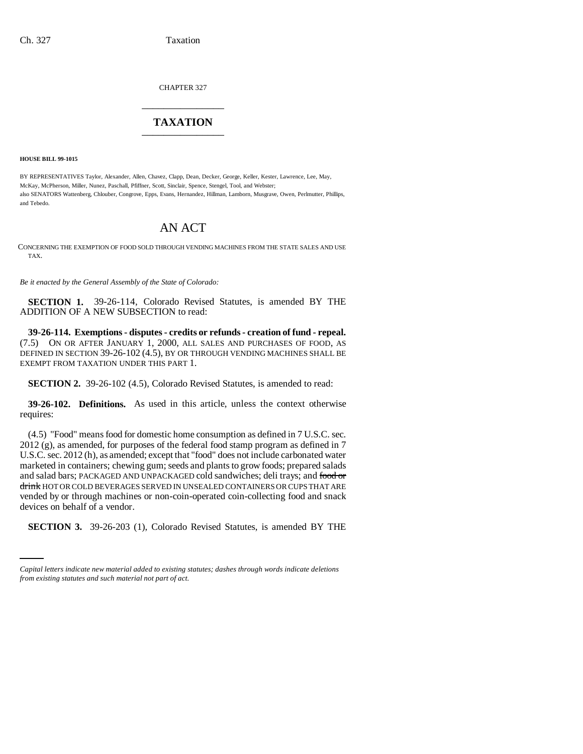CHAPTER 327

# TAXATION

**HOUSE BILL 99-1015**

BY REPRESENTATIVES Taylor, Alexander, Allen, Chavez, Clapp, Dean, Decker, George, Keller, Kester, Lawrence, Lee, May, McKay, McPherson, Miller, Nunez, Paschall, Pfiffner, Scott, Sinclair, Spence, Stengel, Tool, and Webster;
also SENATORS Wattenberg, Chlouber, Congrove, Epps, Evans, Hernandez, Hillman, Lamborn, Musgrave, Owen, Perlmutter, Phillips, and Tebedo.

## AN ACT

CONCERNING THE EXEMPTION OF FOOD SOLD THROUGH VENDING MACHINES FROM THE STATE SALES AND USE TAX.

*Be it enacted by the General Assembly of the State of Colorado:*

**SECTION 1.** 39-26-114, Colorado Revised Statutes, is amended BY THE ADDITION OF A NEW SUBSECTION to read:

**39-26-114. Exemptions - disputes - credits or refunds - creation of fund - repeal.** (7.5) ON OR AFTER JANUARY 1, 2000, ALL SALES AND PURCHASES OF FOOD, AS DEFINED IN SECTION 39-26-102 (4.5), BY OR THROUGH VENDING MACHINES SHALL BE EXEMPT FROM TAXATION UNDER THIS PART 1.

**SECTION 2.** 39-26-102 (4.5), Colorado Revised Statutes, is amended to read:

**39-26-102. Definitions.** As used in this article, unless the context otherwise requires:

(4.5) "Food" means food for domestic home consumption as defined in 7 U.S.C. sec. 2012 (g), as amended, for purposes of the federal food stamp program as defined in 7 U.S.C. sec. 2012 (h), as amended; except that "food" does not include carbonated water marketed in containers; chewing gum; seeds and plants to grow foods; prepared salads and salad bars; PACKAGED AND UNPACKAGED cold sandwiches; deli trays; and ~~food or drink~~ HOT OR COLD BEVERAGES SERVED IN UNSEALED CONTAINERS OR CUPS THAT ARE vended by or through machines or non-coin-operated coin-collecting food and snack devices on behalf of a vendor.

**SECTION 3.** 39-26-203 (1), Colorado Revised Statutes, is amended BY THE

*Capital letters indicate new material added to existing statutes; dashes through words indicate deletions from existing statutes and such material not part of act.*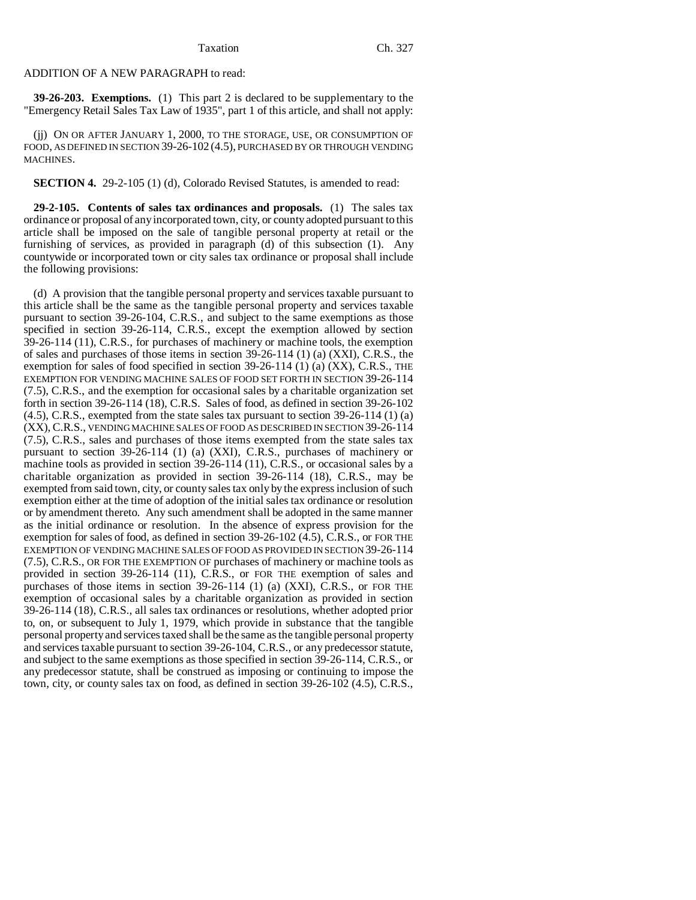ADDITION OF A NEW PARAGRAPH to read:

**39-26-203. Exemptions.** (1) This part 2 is declared to be supplementary to the "Emergency Retail Sales Tax Law of 1935", part 1 of this article, and shall not apply:

(jj) ON OR AFTER JANUARY 1, 2000, TO THE STORAGE, USE, OR CONSUMPTION OF FOOD, AS DEFINED IN SECTION 39-26-102 (4.5), PURCHASED BY OR THROUGH VENDING MACHINES.

**SECTION 4.** 29-2-105 (1) (d), Colorado Revised Statutes, is amended to read:

**29-2-105. Contents of sales tax ordinances and proposals.** (1) The sales tax ordinance or proposal of any incorporated town, city, or county adopted pursuant to this article shall be imposed on the sale of tangible personal property at retail or the furnishing of services, as provided in paragraph (d) of this subsection (1). Any countywide or incorporated town or city sales tax ordinance or proposal shall include the following provisions:

(d) A provision that the tangible personal property and services taxable pursuant to this article shall be the same as the tangible personal property and services taxable pursuant to section 39-26-104, C.R.S., and subject to the same exemptions as those specified in section 39-26-114, C.R.S., except the exemption allowed by section 39-26-114 (11), C.R.S., for purchases of machinery or machine tools, the exemption of sales and purchases of those items in section 39-26-114 (1) (a) (XXI), C.R.S., the exemption for sales of food specified in section 39-26-114 (1) (a) (XX), C.R.S., THE EXEMPTION FOR VENDING MACHINE SALES OF FOOD SET FORTH IN SECTION 39-26-114 (7.5), C.R.S., and the exemption for occasional sales by a charitable organization set forth in section 39-26-114 (18), C.R.S. Sales of food, as defined in section 39-26-102 (4.5), C.R.S., exempted from the state sales tax pursuant to section 39-26-114 (1) (a) (XX), C.R.S., VENDING MACHINE SALES OF FOOD AS DESCRIBED IN SECTION 39-26-114 (7.5), C.R.S., sales and purchases of those items exempted from the state sales tax pursuant to section 39-26-114 (1) (a) (XXI), C.R.S., purchases of machinery or machine tools as provided in section 39-26-114 (11), C.R.S., or occasional sales by a charitable organization as provided in section 39-26-114 (18), C.R.S., may be exempted from said town, city, or county sales tax only by the express inclusion of such exemption either at the time of adoption of the initial sales tax ordinance or resolution or by amendment thereto. Any such amendment shall be adopted in the same manner as the initial ordinance or resolution. In the absence of express provision for the exemption for sales of food, as defined in section 39-26-102 (4.5), C.R.S., or FOR THE EXEMPTION OF VENDING MACHINE SALES OF FOOD AS PROVIDED IN SECTION 39-26-114 (7.5), C.R.S., OR FOR THE EXEMPTION OF purchases of machinery or machine tools as provided in section 39-26-114 (11), C.R.S., or FOR THE exemption of sales and purchases of those items in section 39-26-114 (1) (a) (XXI), C.R.S., or FOR THE exemption of occasional sales by a charitable organization as provided in section 39-26-114 (18), C.R.S., all sales tax ordinances or resolutions, whether adopted prior to, on, or subsequent to July 1, 1979, which provide in substance that the tangible personal property and services taxed shall be the same as the tangible personal property and services taxable pursuant to section 39-26-104, C.R.S., or any predecessor statute, and subject to the same exemptions as those specified in 39-26-114, C.R.S., or any predecessor statute, shall be construed as imposing or continuing to impose the town, city, or county sales tax on food, as defined in section 39-26-102 (4.5), C.R.S.,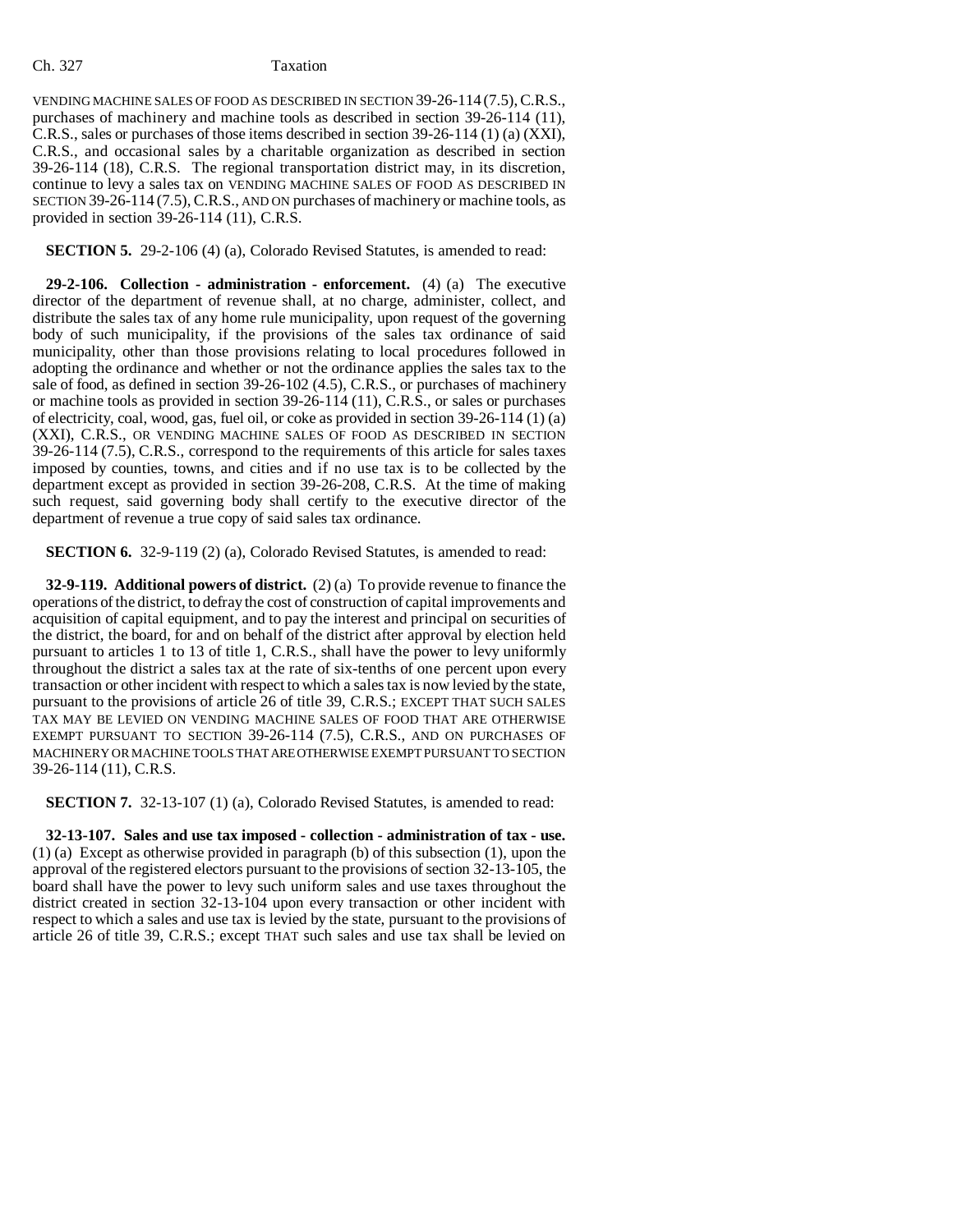VENDING MACHINE SALES OF FOOD AS DESCRIBED IN SECTION 39-26-114 (7.5), C.R.S., purchases of machinery and machine tools as described in section 39-26-114 (11), C.R.S., sales or purchases of those items described in section 39-26-114 (1) (a) (XXI), C.R.S., and occasional sales by a charitable organization as described in section 39-26-114 (18), C.R.S. The regional transportation district may, in its discretion, continue to levy a sales tax on VENDING MACHINE SALES OF FOOD AS DESCRIBED IN SECTION 39-26-114 (7.5), C.R.S., AND ON purchases of machinery or machine tools, as provided in section 39-26-114 (11), C.R.S.

**SECTION 5.** 29-2-106 (4) (a), Colorado Revised Statutes, is amended to read:

**29-2-106. Collection - administration - enforcement.** (4) (a) The executive director of the department of revenue shall, at no charge, administer, collect, and distribute the sales tax of any home rule municipality, upon request of the governing body of such municipality, if the provisions of the sales tax ordinance of said municipality, other than those provisions relating to local procedures followed in adopting the ordinance and whether or not the ordinance applies the sales tax to the sale of food, as defined in section 39-26-102 (4.5), C.R.S., or purchases of machinery or machine tools as provided in section 39-26-114 (11), C.R.S., or sales or purchases of electricity, coal, wood, gas, fuel oil, or coke as provided in section 39-26-114 (1) (a) (XXI), C.R.S., OR VENDING MACHINE SALES OF FOOD AS DESCRIBED IN SECTION 39-26-114 (7.5), C.R.S., correspond to the requirements of this article for sales taxes imposed by counties, towns, and cities and if no use tax is to be collected by the department except as provided in section 39-26-208, C.R.S. At the time of making such request, said governing body shall certify to the executive director of the department of revenue a true copy of said sales tax ordinance.

**SECTION 6.** 32-9-119 (2) (a), Colorado Revised Statutes, is amended to read:

**32-9-119. Additional powers of district.** (2) (a) To provide revenue to finance the operations of the district, to defray the cost of construction of capital improvements and acquisition of capital equipment, and to pay the interest and principal on securities of the district, the board, for and on behalf of the district after approval by election held pursuant to articles 1 to 13 of title 1, C.R.S., shall have the power to levy uniformly throughout the district a sales tax at the rate of six-tenths of one percent upon every transaction or other incident with respect to which a sales tax is now levied by the state, pursuant to the provisions of article 26 of title 39, C.R.S.; EXCEPT THAT SUCH SALES TAX MAY BE LEVIED ON VENDING MACHINE SALES OF FOOD THAT ARE OTHERWISE EXEMPT PURSUANT TO SECTION 39-26-114 (7.5), C.R.S., AND ON PURCHASES OF MACHINERY OR MACHINE TOOLS THAT ARE OTHERWISE EXEMPT PURSUANT TO SECTION 39-26-114 (11), C.R.S.

**SECTION 7.** 32-13-107 (1) (a), Colorado Revised Statutes, is amended to read:

**32-13-107. Sales and use tax imposed - collection - administration of tax - use.** (1) (a) Except as otherwise provided in paragraph (b) of this subsection (1), upon the approval of the registered electors pursuant to the provisions of section 32-13-105, the board shall have the power to levy such uniform sales and use taxes throughout the district created in section 32-13-104 upon every transaction or other incident with respect to which a sales and use tax is levied by the state, pursuant to the provisions of article 26 of title 39, C.R.S.; except THAT such sales and use tax shall be levied on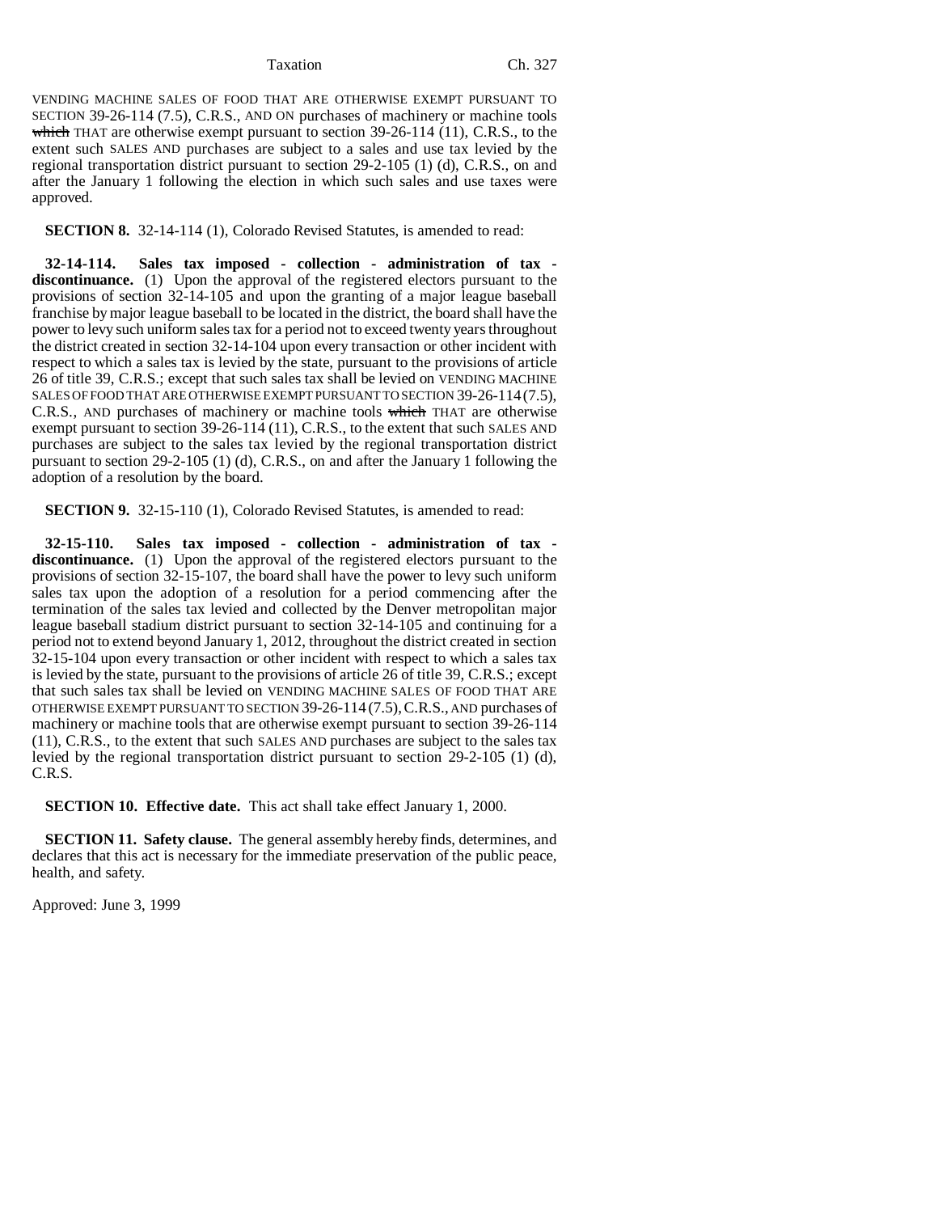VENDING MACHINE SALES OF FOOD THAT ARE OTHERWISE EXEMPT PURSUANT TO SECTION 39-26-114 (7.5), C.R.S., AND ON purchases of machinery or machine tools ~~which~~ THAT are otherwise exempt pursuant to section 39-26-114 (11), C.R.S., to the extent such SALES AND purchases are subject to a sales and use tax levied by the regional transportation district pursuant to section 29-2-105 (1) (d), C.R.S., on and after the January 1 following the election in which such sales and use taxes were approved.

**SECTION 8.** 32-14-114 (1), Colorado Revised Statutes, is amended to read:

**32-14-114. Sales tax imposed - collection - administration of tax - discontinuance.** (1) Upon the approval of the registered electors pursuant to the provisions of section 32-14-105 and upon the granting of a major league baseball franchise by major league baseball to be located in the district, the board shall have the power to levy such uniform sales tax for a period not to exceed twenty years throughout the district created in section 32-14-104 upon every transaction or other incident with respect to which a sales tax is levied by the state, pursuant to the provisions of article 26 of title 39, C.R.S.; except that such sales tax shall be levied on VENDING MACHINE SALES OF FOOD THAT ARE OTHERWISE EXEMPT PURSUANT TO SECTION 39-26-114 (7.5), C.R.S., AND purchases of machinery or machine tools ~~which~~ THAT are otherwise exempt pursuant to section 39-26-114 (11), C.R.S., to the extent that such SALES AND purchases are subject to the sales tax levied by the regional transportation district pursuant to section 29-2-105 (1) (d), C.R.S., on and after the January 1 following the adoption of a resolution by the board.

**SECTION 9.** 32-15-110 (1), Colorado Revised Statutes, is amended to read:

**32-15-110. Sales tax imposed - collection - administration of tax - discontinuance.** (1) Upon the approval of the registered electors pursuant to the provisions of section 32-15-107, the board shall have the power to levy such uniform sales tax upon the adoption of a resolution for a period commencing after the termination of the sales tax levied and collected by the Denver metropolitan major league baseball stadium district pursuant to section 32-14-105 and continuing for a period not to extend beyond January 1, 2012, throughout the district created in section 32-15-104 upon every transaction or other incident with respect to which a sales tax is levied by the state, pursuant to the provisions of article 26 of title 39, C.R.S.; except that such sales tax shall be levied on VENDING MACHINE SALES OF FOOD THAT ARE OTHERWISE EXEMPT PURSUANT TO SECTION 39-26-114 (7.5), C.R.S., AND purchases of machinery or machine tools that are otherwise exempt pursuant to section 39-26-114 (11), C.R.S., to the extent that such SALES AND purchases are subject to the sales tax levied by the regional transportation district pursuant to section 29-2-105 (1) (d), C.R.S.

**SECTION 10. Effective date.** This act shall take effect January 1, 2000.

**SECTION 11. Safety clause.** The general assembly hereby finds, determines, and declares that this act is necessary for the immediate preservation of the public peace, health, and safety.

Approved: June 3, 1999